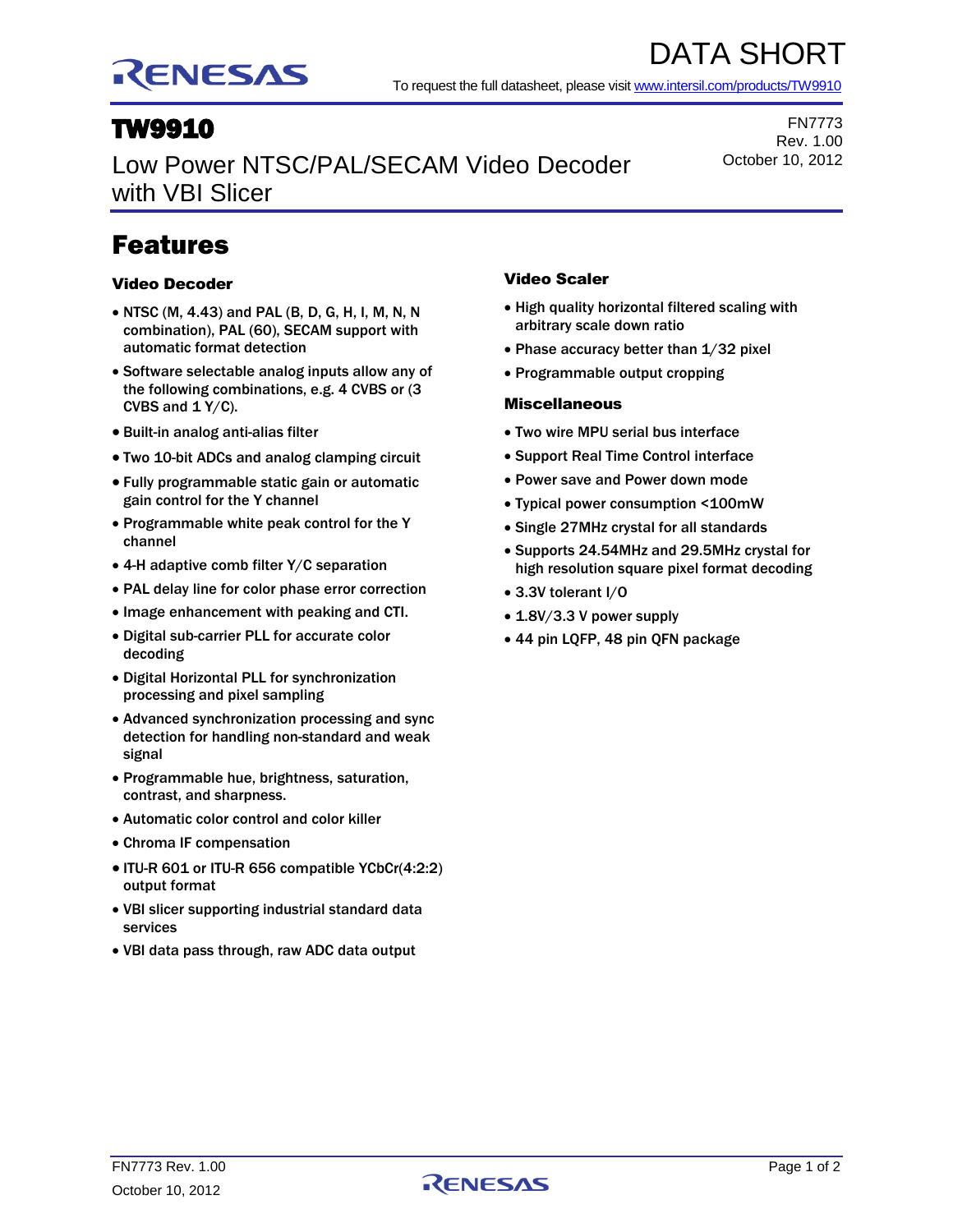DATA SHORT

To request the full datasheet, please visit www.intersil.com/products/TW9910

# TW9910

Low Power NTSC/PAL/SECAM Video Decoder with VBI Slicer

FN7773
Rev. 1.00
October 10, 2012

## Features

### Video Decoder

- NTSC (M, 4.43) and PAL (B, D, G, H, I, M, N, N combination), PAL (60), SECAM support with automatic format detection
- Software selectable analog inputs allow any of the following combinations, e.g. 4 CVBS or (3 CVBS and 1 Y/C).
- Built-in analog anti-alias filter
- Two 10-bit ADCs and analog clamping circuit
- Fully programmable static gain or automatic gain control for the Y channel
- Programmable white peak control for the Y channel
- 4-H adaptive comb filter Y/C separation
- PAL delay line for color phase error correction
- Image enhancement with peaking and CTI.
- Digital sub-carrier PLL for accurate color decoding
- Digital Horizontal PLL for synchronization processing and pixel sampling
- Advanced synchronization processing and sync detection for handling non-standard and weak signal
- Programmable hue, brightness, saturation, contrast, and sharpness.
- Automatic color control and color killer
- Chroma IF compensation
- ITU-R 601 or ITU-R 656 compatible YCbCr(4:2:2) output format
- VBI slicer supporting industrial standard data services
- VBI data pass through, raw ADC data output

### Video Scaler

- High quality horizontal filtered scaling with arbitrary scale down ratio
- Phase accuracy better than 1/32 pixel
- Programmable output cropping

### Miscellaneous

- Two wire MPU serial bus interface
- Support Real Time Control interface
- Power save and Power down mode
- Typical power consumption <100mW
- Single 27MHz crystal for all standards
- Supports 24.54MHz and 29.5MHz crystal for high resolution square pixel format decoding
- 3.3V tolerant I/O
- 1.8V/3.3 V power supply
- 44 pin LQFP, 48 pin QFN package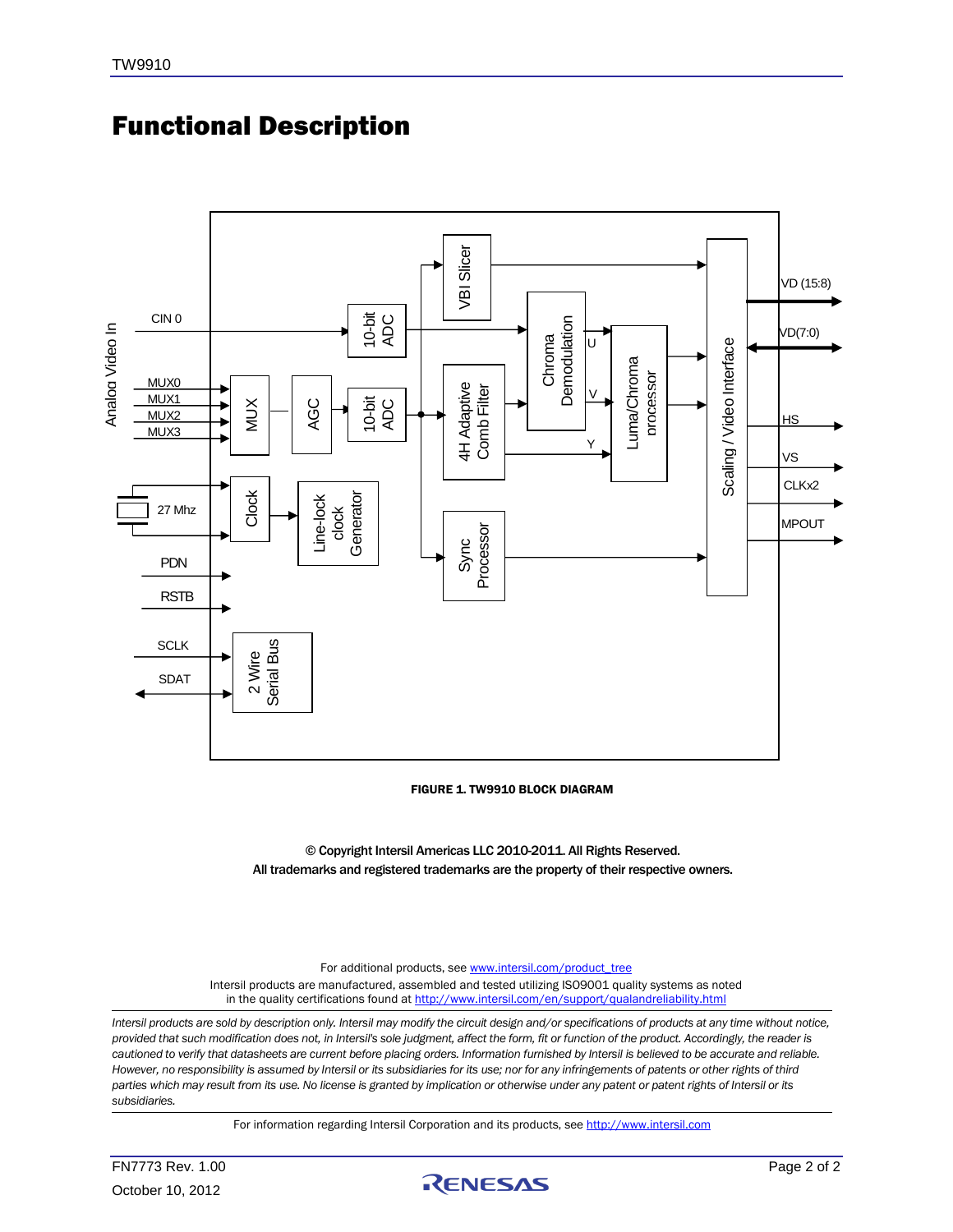# Functional Description

Analog Video In

CIN 0

MUX0
MUX1
MUX2
MUX3

27 Mhz

PDN

RSTB

SCLK

SDAT

MUX

AGC

10-bit ADC

10-bit ADC

Clock

Line-lock clock Generator

2 Wire Serial Bus

VBI Slicer

4H Adaptive Comb Filter

Sync Processor

Chroma Demodulation

U

V

Y

Luma/Chroma processor

Scaling / Video Interface

VD (15:8)

VD(7:0)

HS

VS

CLKx2

MPOUT

**FIGURE 1. TW9910 BLOCK DIAGRAM**

© Copyright Intersil Americas LLC 2010-2011. All Rights Reserved.
All trademarks and registered trademarks are the property of their respective owners.

For additional products, see www.intersil.com/product_tree

Intersil products are manufactured, assembled and tested utilizing ISO9001 quality systems as noted in the quality certifications found at http://www.intersil.com/en/support/qualandreliability.html

*Intersil products are sold by description only. Intersil may modify the circuit design and/or specifications of products at any time without notice, provided that such modification does not, in Intersil's sole judgment, affect the form, fit or function of the product. Accordingly, the reader is cautioned to verify that datasheets are current before placing orders. Information furnished by Intersil is believed to be accurate and reliable. However, no responsibility is assumed by Intersil or its subsidiaries for its use; nor for any infringements of patents or other rights of third parties which may result from its use. No license is granted by implication or otherwise under any patent or patent rights of Intersil or its subsidiaries.*

For information regarding Intersil Corporation and its products, see http://www.intersil.com

FN7773 Rev. 1.00
October 10, 2012